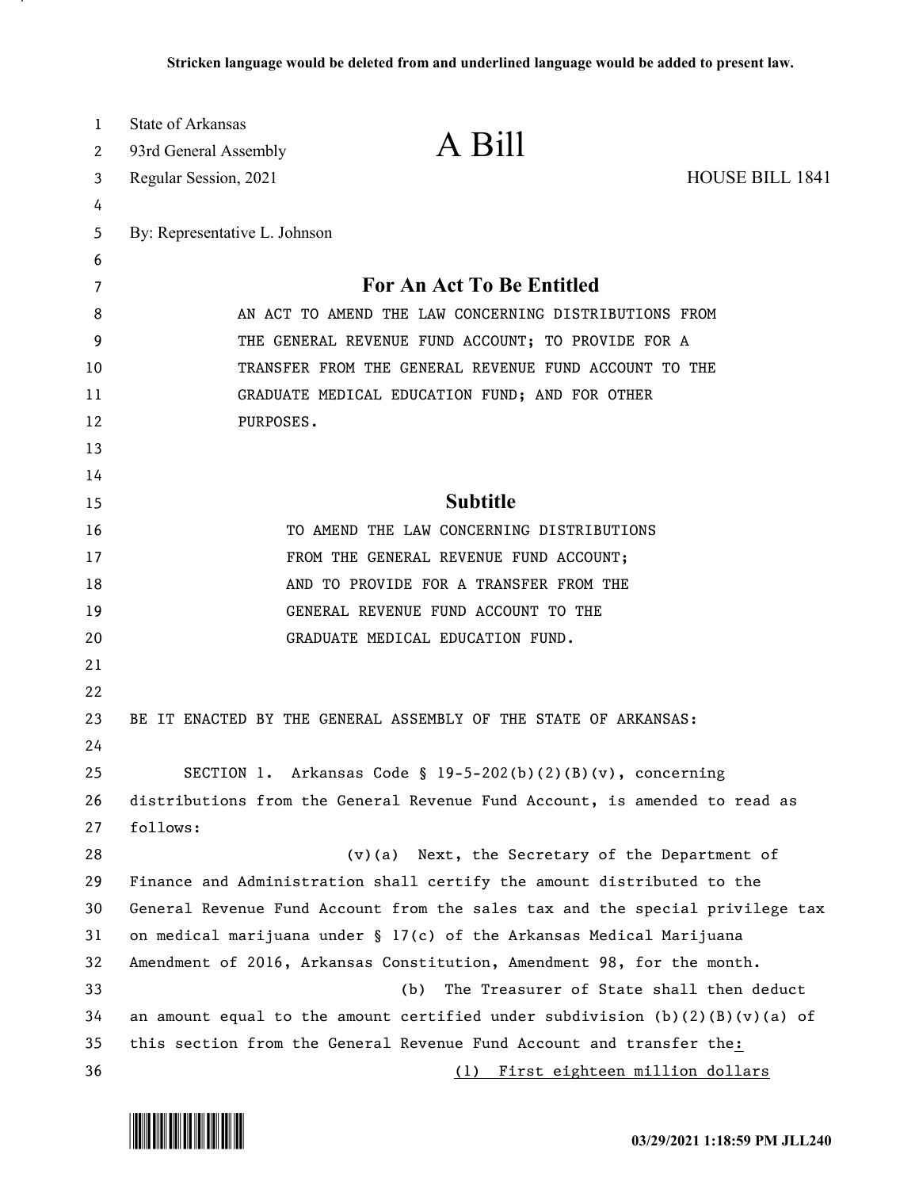**Stricken language would be deleted from and underlined language would be added to present law.**

State of Arkansas
93rd General Assembly
Regular Session, 2021

# A Bill

HOUSE BILL 1841

By: Representative L. Johnson

## For An Act To Be Entitled

AN ACT TO AMEND THE LAW CONCERNING DISTRIBUTIONS FROM THE GENERAL REVENUE FUND ACCOUNT; TO PROVIDE FOR A TRANSFER FROM THE GENERAL REVENUE FUND ACCOUNT TO THE GRADUATE MEDICAL EDUCATION FUND; AND FOR OTHER PURPOSES.

## Subtitle

TO AMEND THE LAW CONCERNING DISTRIBUTIONS FROM THE GENERAL REVENUE FUND ACCOUNT; AND TO PROVIDE FOR A TRANSFER FROM THE GENERAL REVENUE FUND ACCOUNT TO THE GRADUATE MEDICAL EDUCATION FUND.

BE IT ENACTED BY THE GENERAL ASSEMBLY OF THE STATE OF ARKANSAS:

SECTION 1. Arkansas Code § 19-5-202(b)(2)(B)(v), concerning distributions from the General Revenue Fund Account, is amended to read as follows:

(v)(a) Next, the Secretary of the Department of Finance and Administration shall certify the amount distributed to the General Revenue Fund Account from the sales tax and the special privilege tax on medical marijuana under § 17(c) of the Arkansas Medical Marijuana Amendment of 2016, Arkansas Constitution, Amendment 98, for the month.

(b) The Treasurer of State shall then deduct an amount equal to the amount certified under subdivision (b)(2)(B)(v)(a) of this section from the General Revenue Fund Account and transfer the<u>:</u>

<u>(1) First eighteen million dollars</u>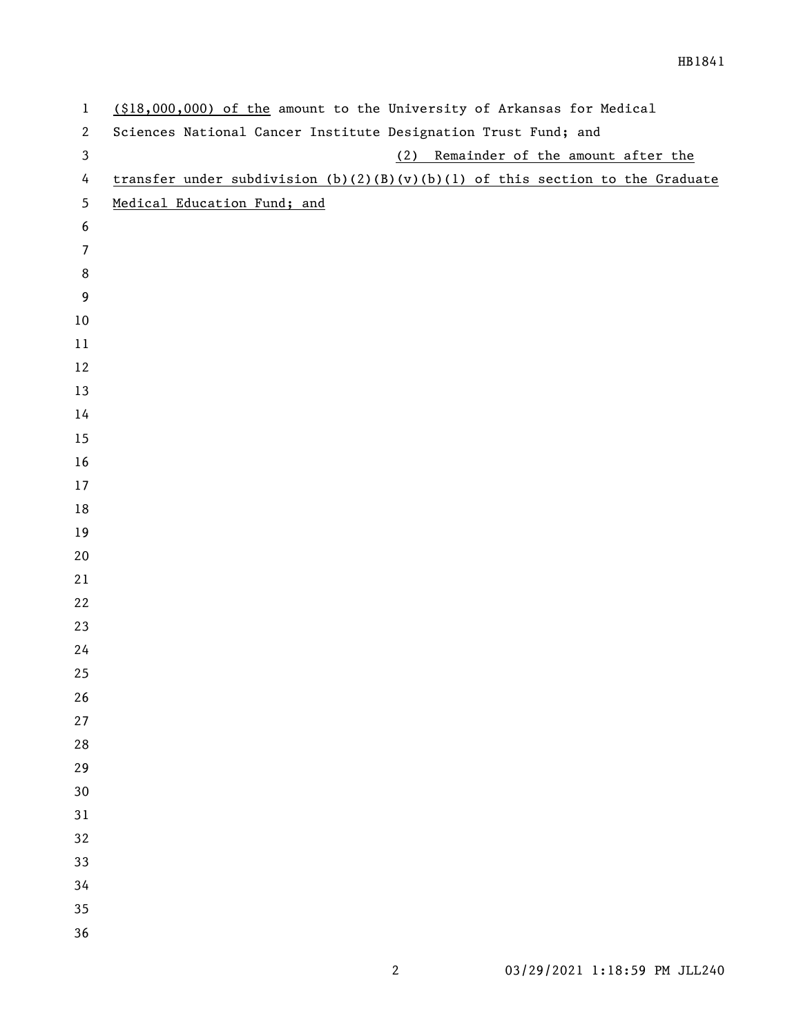($18,000,000) of the amount to the University of Arkansas for Medical Sciences National Cancer Institute Designation Trust Fund; and

(2) Remainder of the amount after the transfer under subdivision (b)(2)(B)(v)(b)(1) of this section to the Graduate Medical Education Fund; and